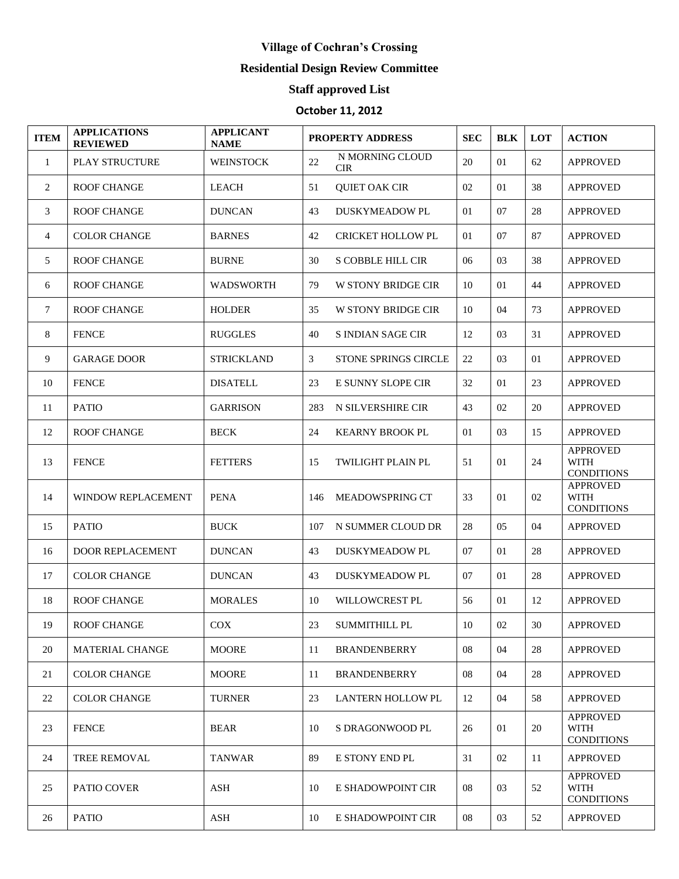**Village of Cochran's Crossing**

**Residential Design Review Committee**

**Staff approved List**

**October 11, 2012**

| ITEM | APPLICATIONS REVIEWED | APPLICANT NAME | PROPERTY ADDRESS | | SEC | BLK | LOT | ACTION |
|---|---|---|---|---|---|---|---|---|
| 1 | PLAY STRUCTURE | WEINSTOCK | 22 | N MORNING CLOUD CIR | 20 | 01 | 62 | APPROVED |
| 2 | ROOF CHANGE | LEACH | 51 | QUIET OAK CIR | 02 | 01 | 38 | APPROVED |
| 3 | ROOF CHANGE | DUNCAN | 43 | DUSKYMEADOW PL | 01 | 07 | 28 | APPROVED |
| 4 | COLOR CHANGE | BARNES | 42 | CRICKET HOLLOW PL | 01 | 07 | 87 | APPROVED |
| 5 | ROOF CHANGE | BURNE | 30 | S COBBLE HILL CIR | 06 | 03 | 38 | APPROVED |
| 6 | ROOF CHANGE | WADSWORTH | 79 | W STONY BRIDGE CIR | 10 | 01 | 44 | APPROVED |
| 7 | ROOF CHANGE | HOLDER | 35 | W STONY BRIDGE CIR | 10 | 04 | 73 | APPROVED |
| 8 | FENCE | RUGGLES | 40 | S INDIAN SAGE CIR | 12 | 03 | 31 | APPROVED |
| 9 | GARAGE DOOR | STRICKLAND | 3 | STONE SPRINGS CIRCLE | 22 | 03 | 01 | APPROVED |
| 10 | FENCE | DISATELL | 23 | E SUNNY SLOPE CIR | 32 | 01 | 23 | APPROVED |
| 11 | PATIO | GARRISON | 283 | N SILVERSHIRE CIR | 43 | 02 | 20 | APPROVED |
| 12 | ROOF CHANGE | BECK | 24 | KEARNY BROOK PL | 01 | 03 | 15 | APPROVED |
| 13 | FENCE | FETTERS | 15 | TWILIGHT PLAIN PL | 51 | 01 | 24 | APPROVED WITH CONDITIONS |
| 14 | WINDOW REPLACEMENT | PENA | 146 | MEADOWSPRING CT | 33 | 01 | 02 | APPROVED WITH CONDITIONS |
| 15 | PATIO | BUCK | 107 | N SUMMER CLOUD DR | 28 | 05 | 04 | APPROVED |
| 16 | DOOR REPLACEMENT | DUNCAN | 43 | DUSKYMEADOW PL | 07 | 01 | 28 | APPROVED |
| 17 | COLOR CHANGE | DUNCAN | 43 | DUSKYMEADOW PL | 07 | 01 | 28 | APPROVED |
| 18 | ROOF CHANGE | MORALES | 10 | WILLOWCREST PL | 56 | 01 | 12 | APPROVED |
| 19 | ROOF CHANGE | COX | 23 | SUMMITHILL PL | 10 | 02 | 30 | APPROVED |
| 20 | MATERIAL CHANGE | MOORE | 11 | BRANDENBERRY | 08 | 04 | 28 | APPROVED |
| 21 | COLOR CHANGE | MOORE | 11 | BRANDENBERRY | 08 | 04 | 28 | APPROVED |
| 22 | COLOR CHANGE | TURNER | 23 | LANTERN HOLLOW PL | 12 | 04 | 58 | APPROVED |
| 23 | FENCE | BEAR | 10 | S DRAGONWOOD PL | 26 | 01 | 20 | APPROVED WITH CONDITIONS |
| 24 | TREE REMOVAL | TANWAR | 89 | E STONY END PL | 31 | 02 | 11 | APPROVED |
| 25 | PATIO COVER | ASH | 10 | E SHADOWPOINT CIR | 08 | 03 | 52 | APPROVED WITH CONDITIONS |
| 26 | PATIO | ASH | 10 | E SHADOWPOINT CIR | 08 | 03 | 52 | APPROVED |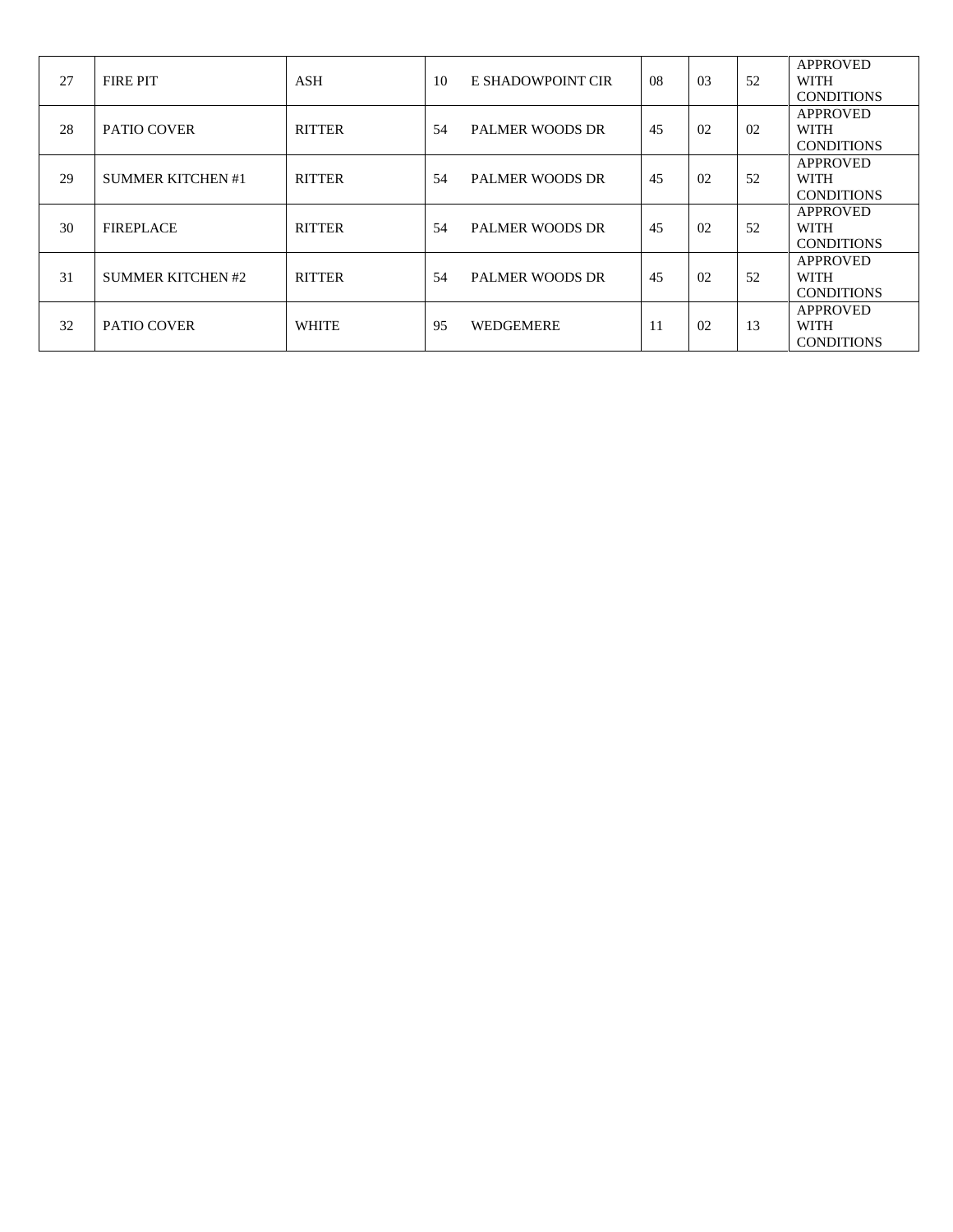| | | | | | | | | |
|---|---|---|---|---|---|---|---|---|
| 27 | FIRE PIT | ASH | 10 | E SHADOWPOINT CIR | 08 | 03 | 52 | APPROVED WITH CONDITIONS |
| 28 | PATIO COVER | RITTER | 54 | PALMER WOODS DR | 45 | 02 | 02 | APPROVED WITH CONDITIONS |
| 29 | SUMMER KITCHEN #1 | RITTER | 54 | PALMER WOODS DR | 45 | 02 | 52 | APPROVED WITH CONDITIONS |
| 30 | FIREPLACE | RITTER | 54 | PALMER WOODS DR | 45 | 02 | 52 | APPROVED WITH CONDITIONS |
| 31 | SUMMER KITCHEN #2 | RITTER | 54 | PALMER WOODS DR | 45 | 02 | 52 | APPROVED WITH CONDITIONS |
| 32 | PATIO COVER | WHITE | 95 | WEDGEMERE | 11 | 02 | 13 | APPROVED WITH CONDITIONS |